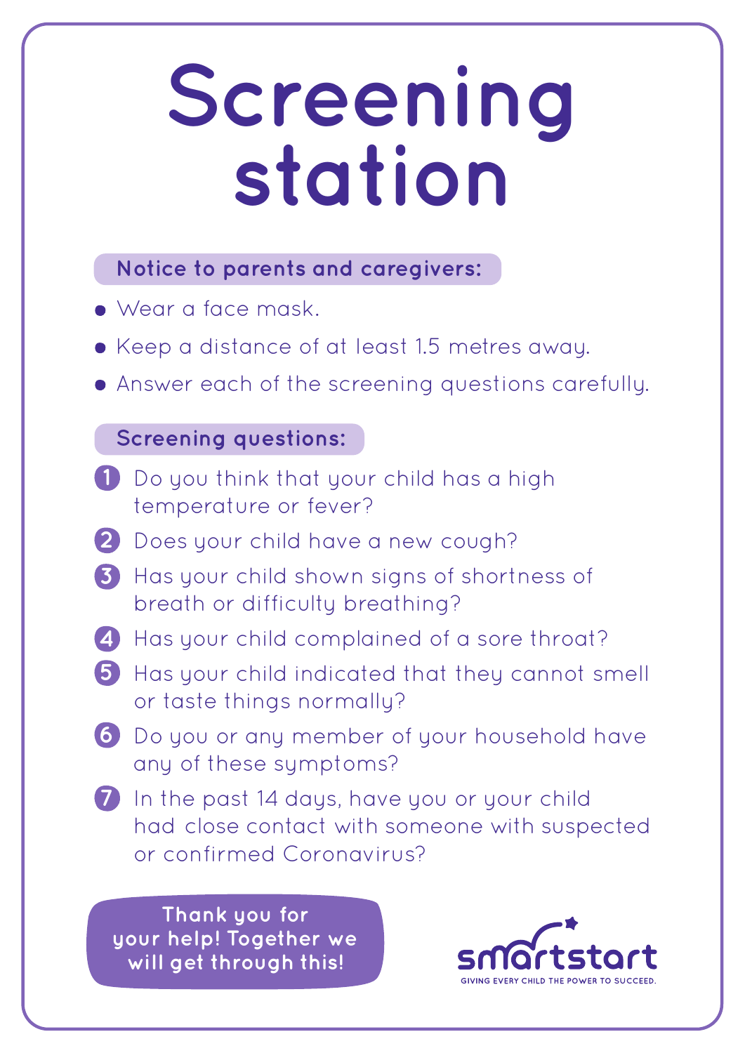# Screening station

**Notice to parents and caregivers:**

- Wear a face mask.
- Keep a distance of at least 1.5 metres away.
- Answer each of the screening questions carefully.

**Screening questions:**

1. Do you think that your child has a high temperature or fever?
2. Does your child have a new cough?
3. Has your child shown signs of shortness of breath or difficulty breathing?
4. Has your child complained of a sore throat?
5. Has your child indicated that they cannot smell or taste things normally?
6. Do you or any member of your household have any of these symptoms?
7. In the past 14 days, have you or your child had close contact with someone with suspected or confirmed Coronavirus?

**Thank you for your help! Together we will get through this!**

smartstart

GIVING EVERY CHILD THE POWER TO SUCCEED.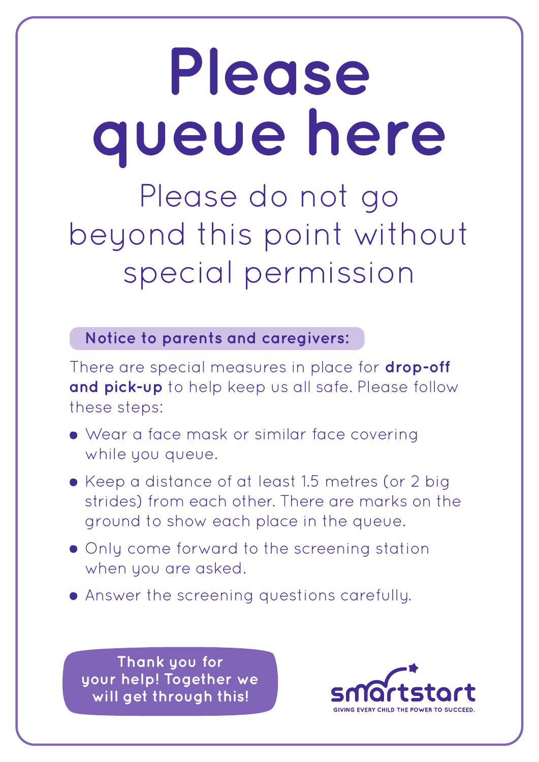# Please queue here

## Please do not go beyond this point without special permission

**Notice to parents and caregivers:**

There are special measures in place for **drop-off and pick-up** to help keep us all safe. Please follow these steps:

- Wear a face mask or similar face covering while you queue.
- Keep a distance of at least 1.5 metres (or 2 big strides) from each other. There are marks on the ground to show each place in the queue.
- Only come forward to the screening station when you are asked.
- Answer the screening questions carefully.

**Thank you for your help! Together we will get through this!**

smartstart

GIVING EVERY CHILD THE POWER TO SUCCEED.